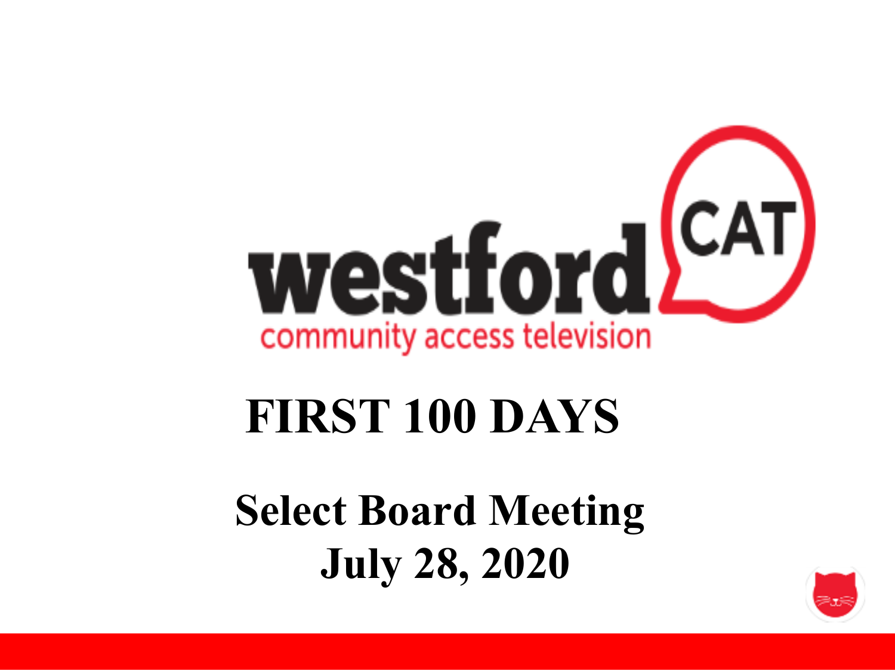westford CAT

community access television

# FIRST 100 DAYS

## Select Board Meeting
## July 28, 2020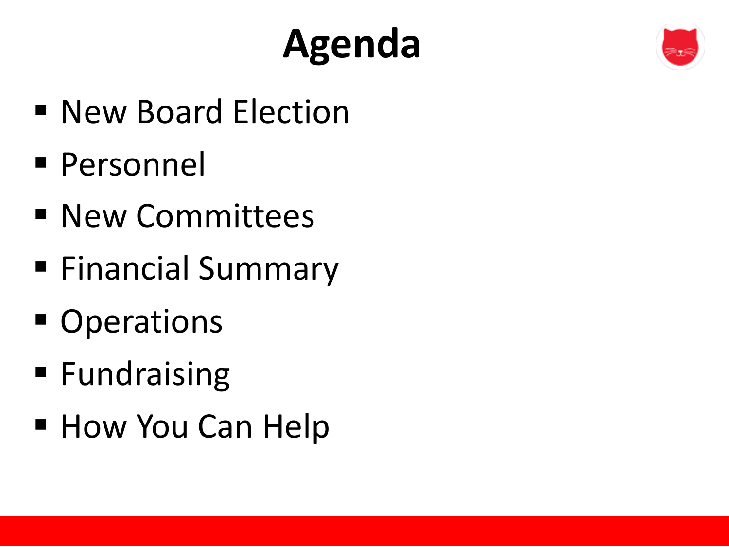# Agenda

- New Board Election
- Personnel
- New Committees
- Financial Summary
- Operations
- Fundraising
- How You Can Help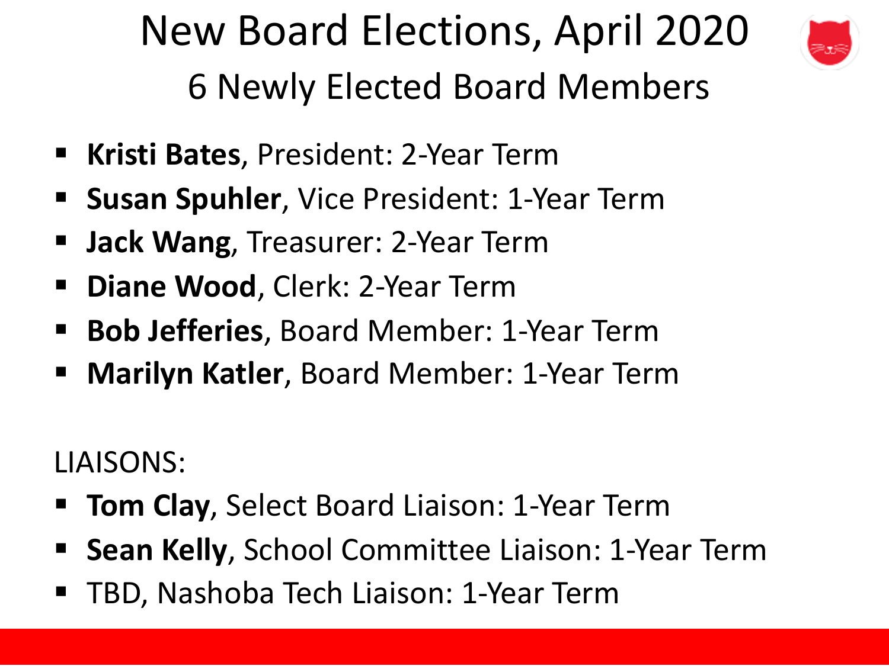# New Board Elections, April 2020

## 6 Newly Elected Board Members

- **Kristi Bates**, President: 2-Year Term
- **Susan Spuhler**, Vice President: 1-Year Term
- **Jack Wang**, Treasurer: 2-Year Term
- **Diane Wood**, Clerk: 2-Year Term
- **Bob Jefferies**, Board Member: 1-Year Term
- **Marilyn Katler**, Board Member: 1-Year Term

LIAISONS:

- **Tom Clay**, Select Board Liaison: 1-Year Term
- **Sean Kelly**, School Committee Liaison: 1-Year Term
- TBD, Nashoba Tech Liaison: 1-Year Term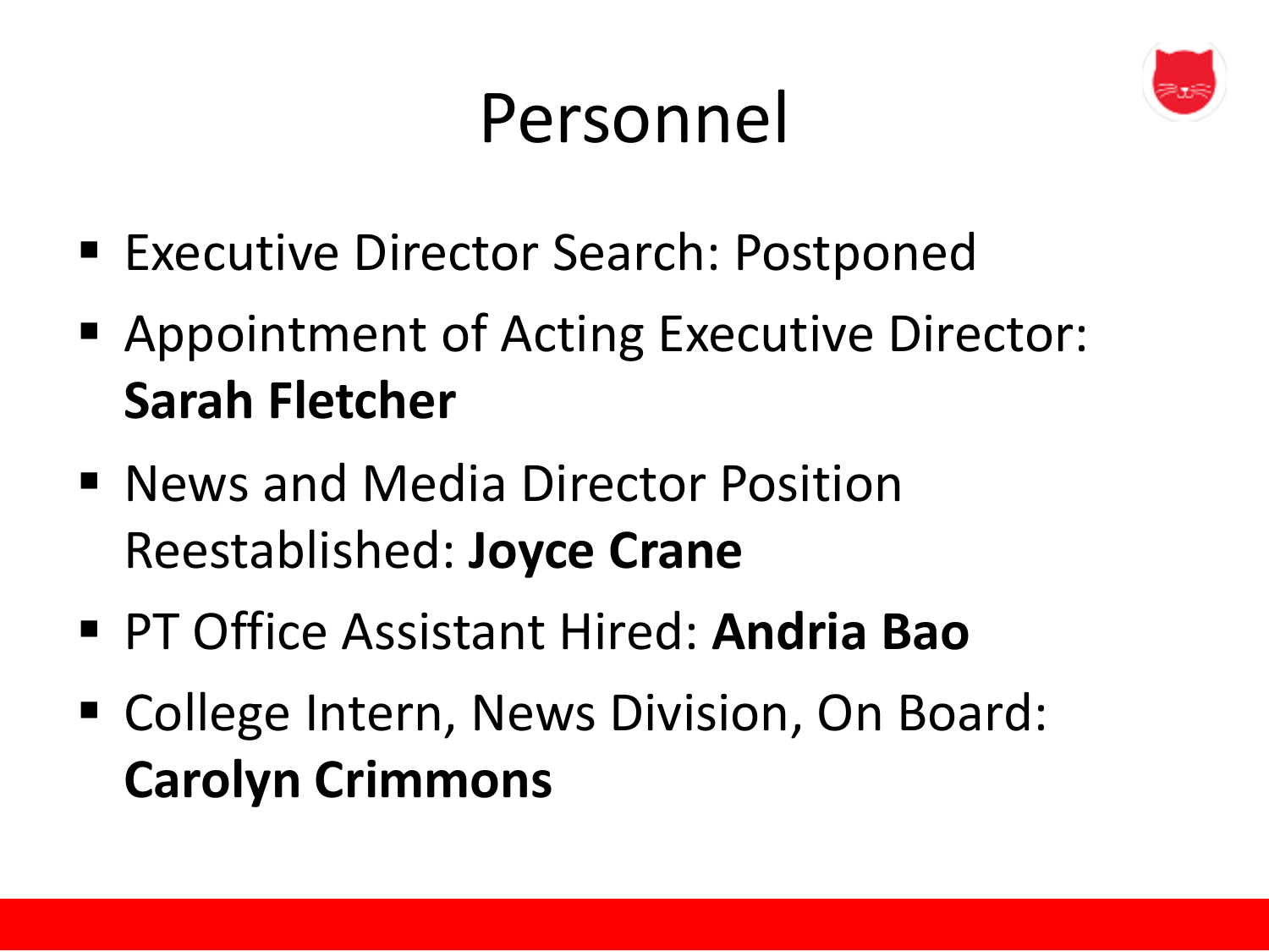# Personnel

- Executive Director Search: Postponed
- Appointment of Acting Executive Director: **Sarah Fletcher**
- News and Media Director Position Reestablished: **Joyce Crane**
- PT Office Assistant Hired: **Andria Bao**
- College Intern, News Division, On Board: **Carolyn Crimmons**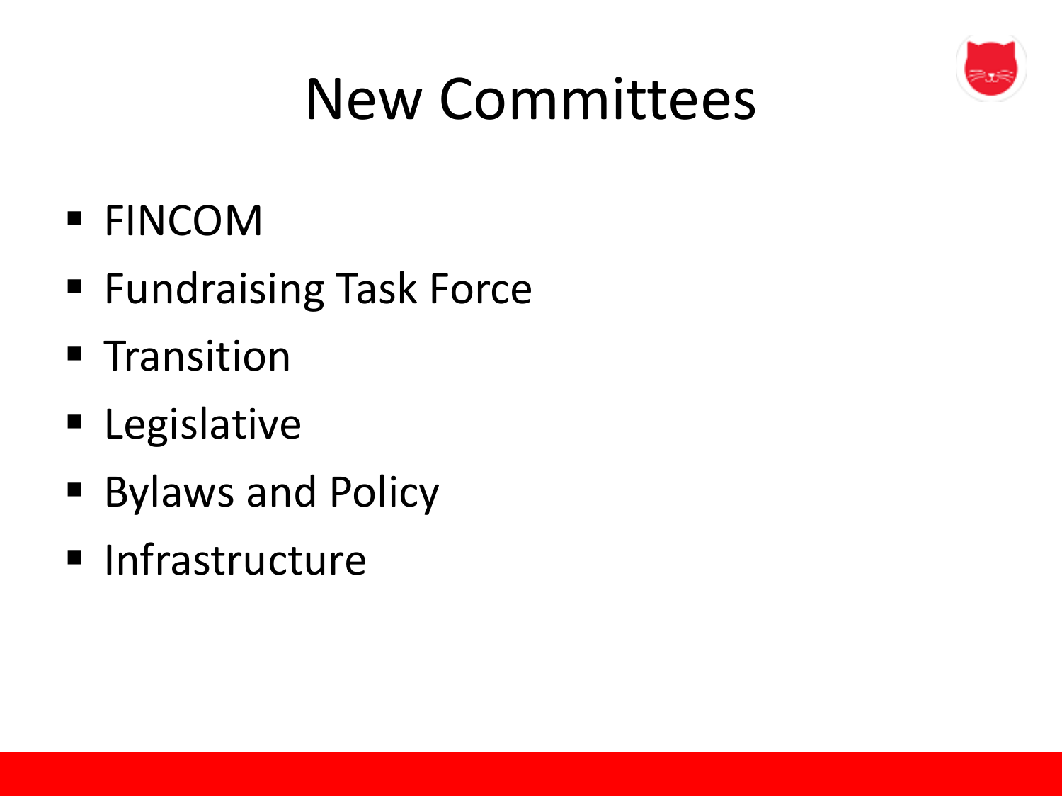# New Committees

- FINCOM
- Fundraising Task Force
- Transition
- Legislative
- Bylaws and Policy
- Infrastructure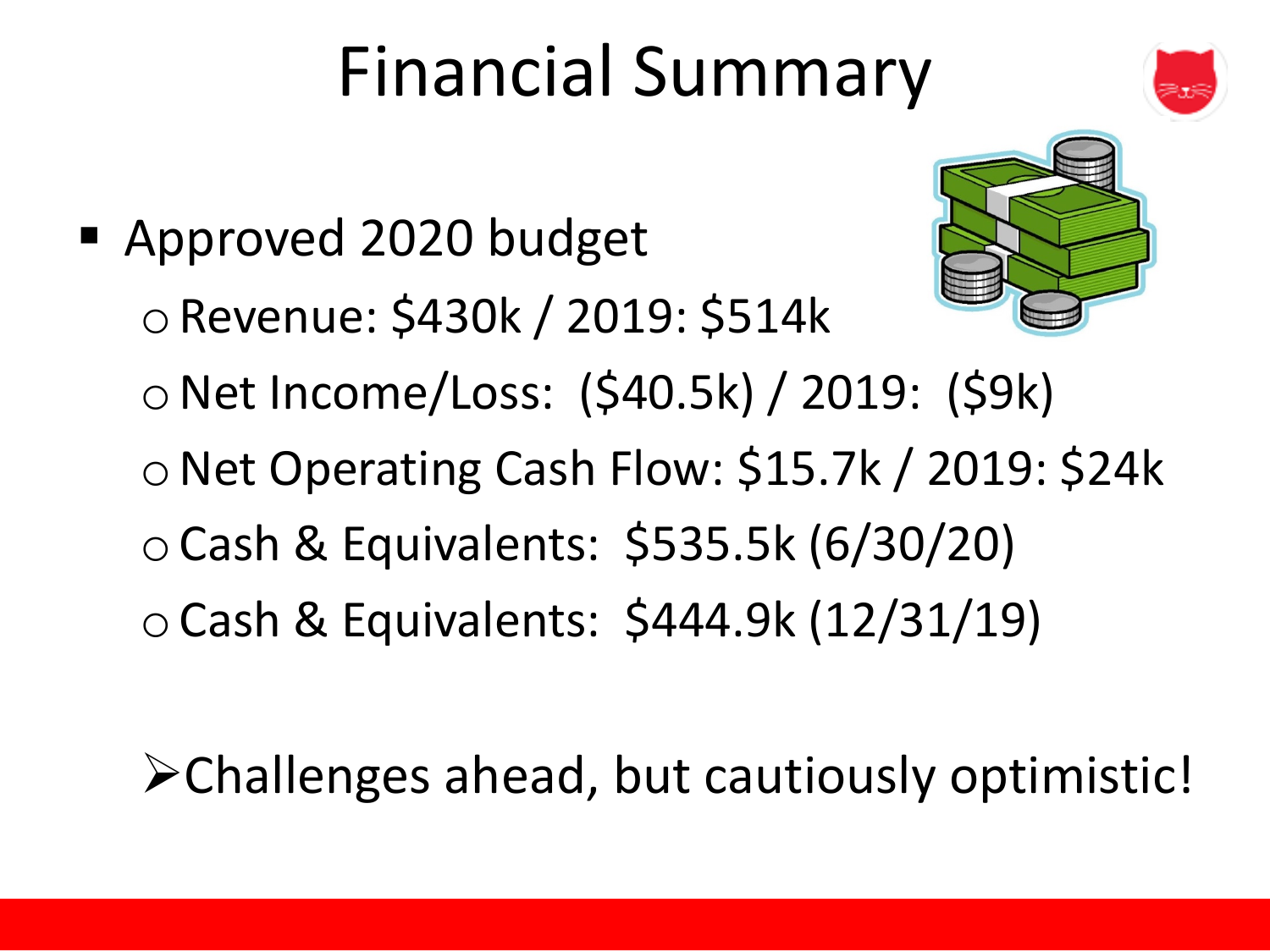# Financial Summary

- Approved 2020 budget
  - Revenue: $430k / 2019: $514k
  - Net Income/Loss: ($40.5k) / 2019: ($9k)
  - Net Operating Cash Flow: $15.7k / 2019: $24k
  - Cash & Equivalents: $535.5k (6/30/20)
  - Cash & Equivalents: $444.9k (12/31/19)

➢ Challenges ahead, but cautiously optimistic!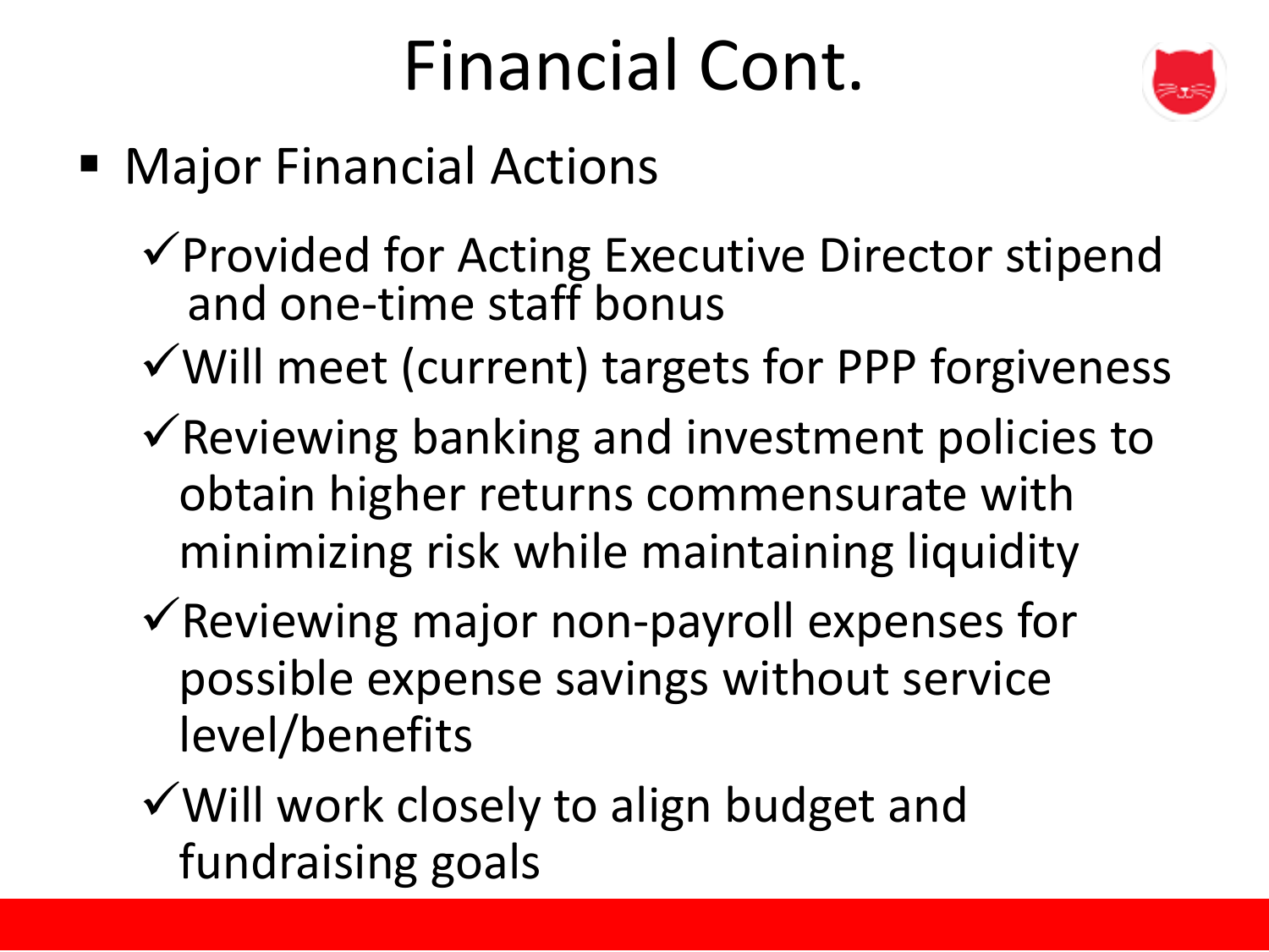# Financial Cont.

- Major Financial Actions
  - ✓Provided for Acting Executive Director stipend and one-time staff bonus
  - ✓Will meet (current) targets for PPP forgiveness
  - ✓Reviewing banking and investment policies to obtain higher returns commensurate with minimizing risk while maintaining liquidity
  - ✓Reviewing major non-payroll expenses for possible expense savings without service level/benefits
  - ✓Will work closely to align budget and fundraising goals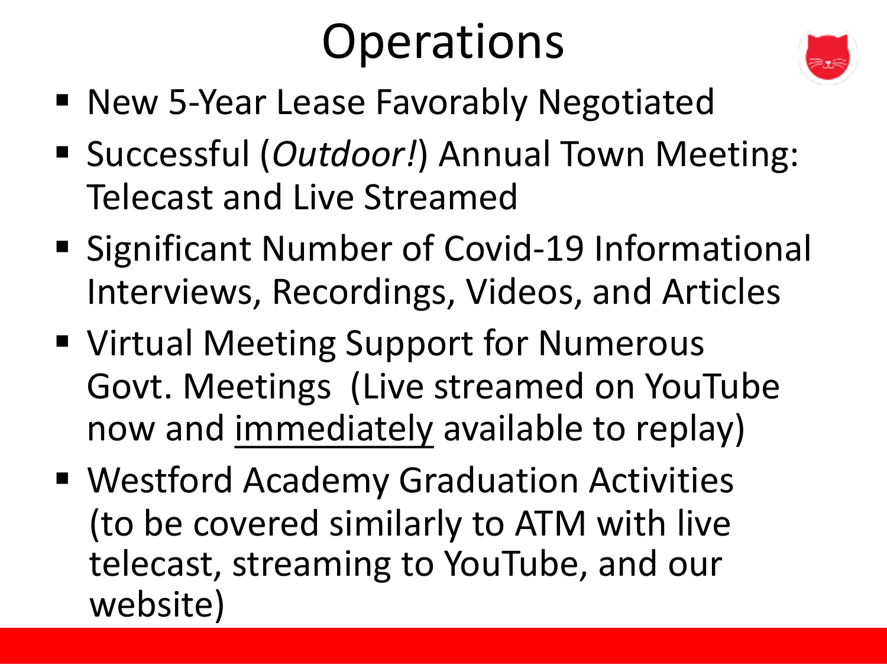# Operations

- New 5-Year Lease Favorably Negotiated
- Successful (*Outdoor!*) Annual Town Meeting: Telecast and Live Streamed
- Significant Number of Covid-19 Informational Interviews, Recordings, Videos, and Articles
- Virtual Meeting Support for Numerous Govt. Meetings (Live streamed on YouTube now and <u>immediately</u> available to replay)
- Westford Academy Graduation Activities (to be covered similarly to ATM with live telecast, streaming to YouTube, and our website)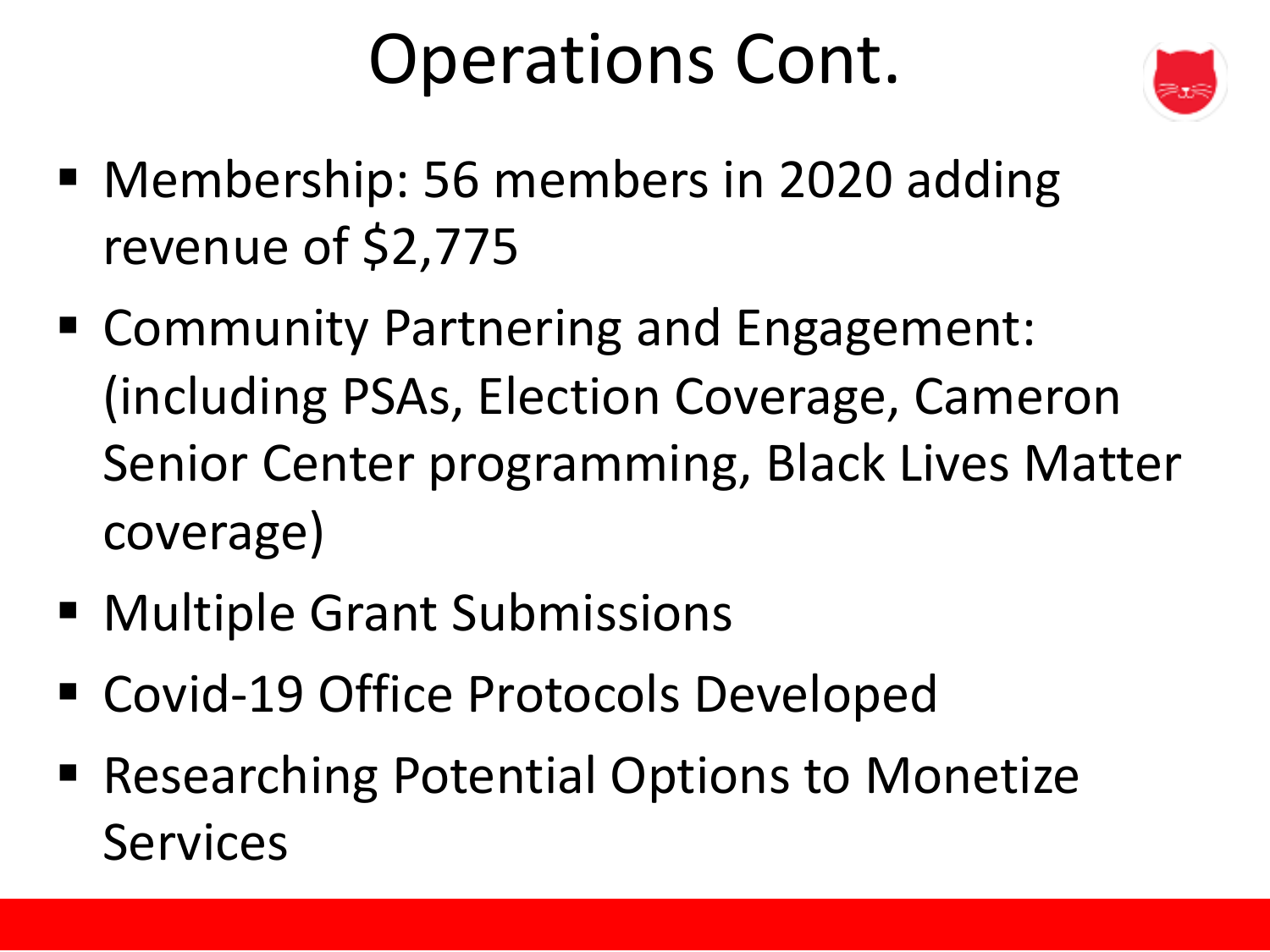# Operations Cont.

- Membership: 56 members in 2020 adding revenue of $2,775
- Community Partnering and Engagement: (including PSAs, Election Coverage, Cameron Senior Center programming, Black Lives Matter coverage)
- Multiple Grant Submissions
- Covid-19 Office Protocols Developed
- Researching Potential Options to Monetize Services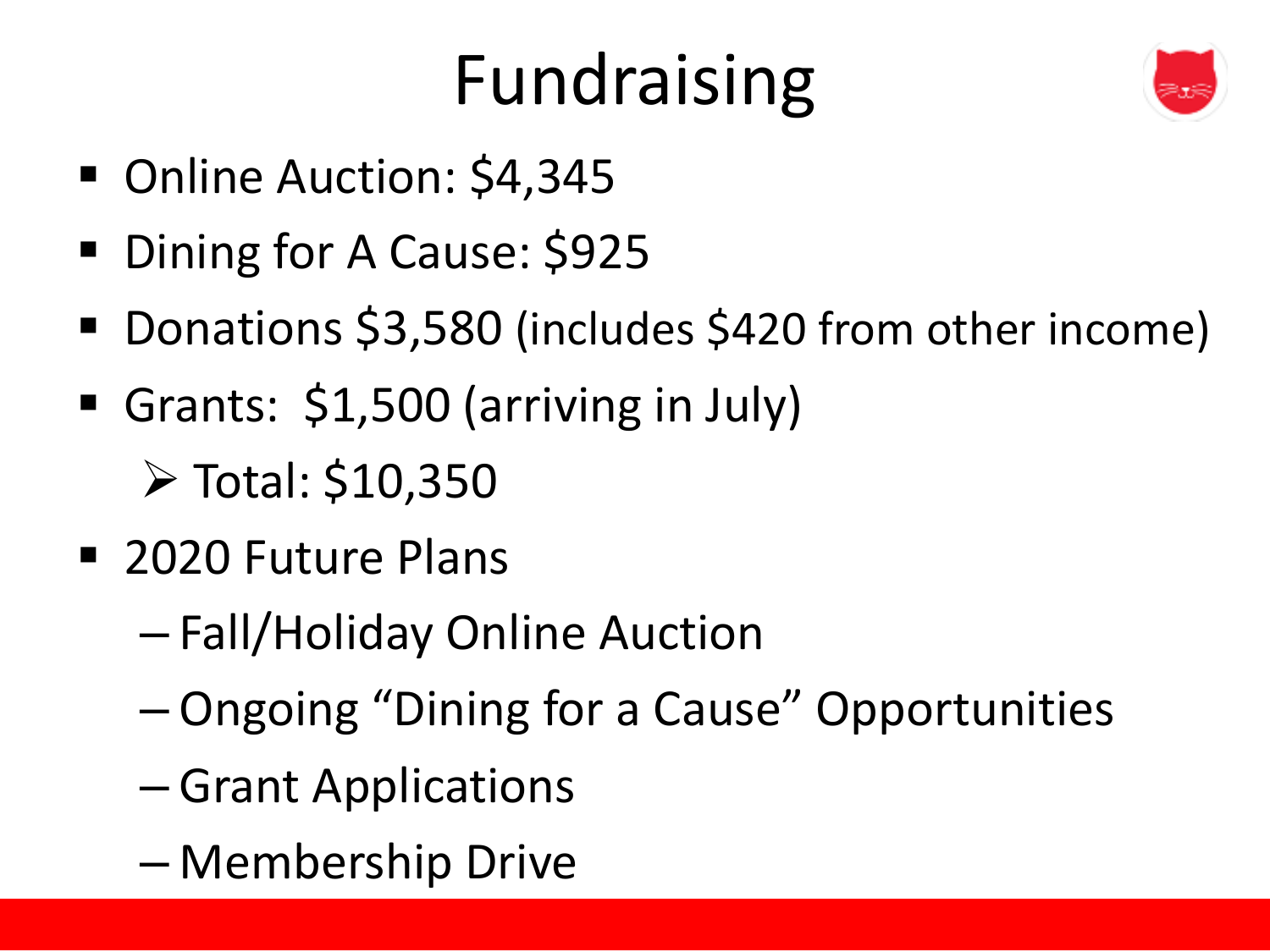# Fundraising

- Online Auction: $4,345
- Dining for A Cause: $925
- Donations $3,580 (includes $420 from other income)
- Grants: $1,500 (arriving in July)
  - Total: $10,350
- 2020 Future Plans
  - Fall/Holiday Online Auction
  - Ongoing "Dining for a Cause" Opportunities
  - Grant Applications
  - Membership Drive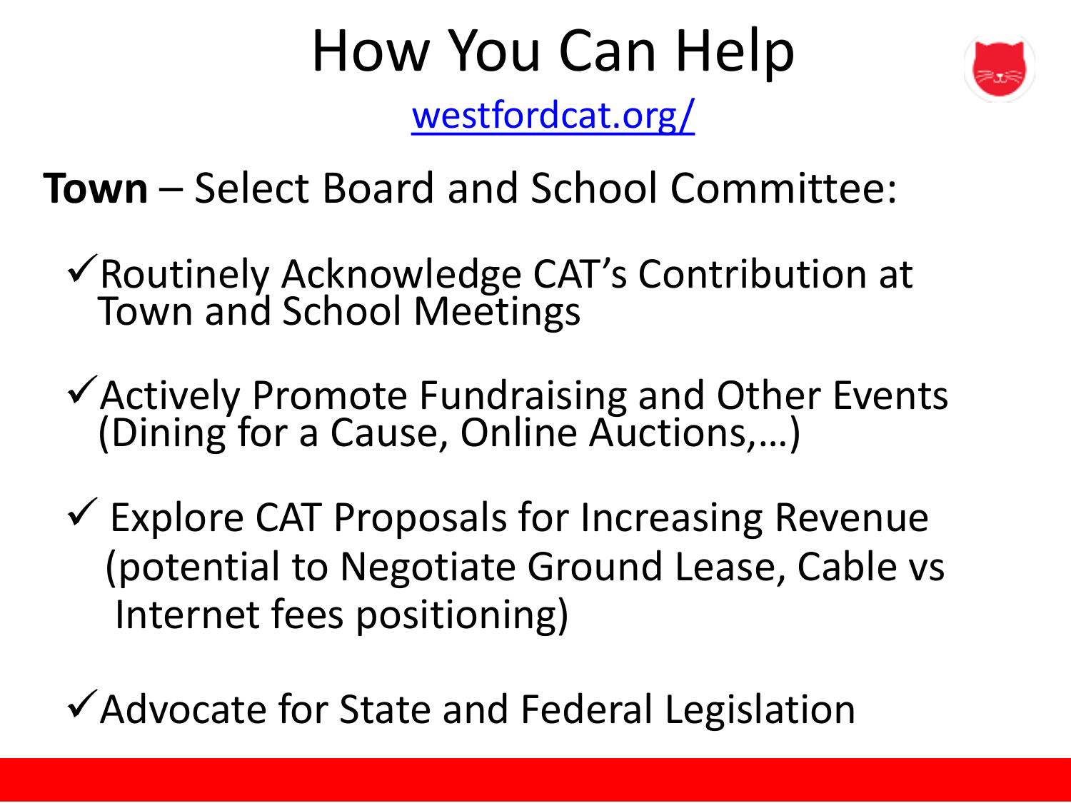# How You Can Help

westfordcat.org/

**Town** – Select Board and School Committee:

- ✓Routinely Acknowledge CAT's Contribution at Town and School Meetings
- ✓Actively Promote Fundraising and Other Events (Dining for a Cause, Online Auctions,…)
- ✓ Explore CAT Proposals for Increasing Revenue (potential to Negotiate Ground Lease, Cable vs Internet fees positioning)
- ✓Advocate for State and Federal Legislation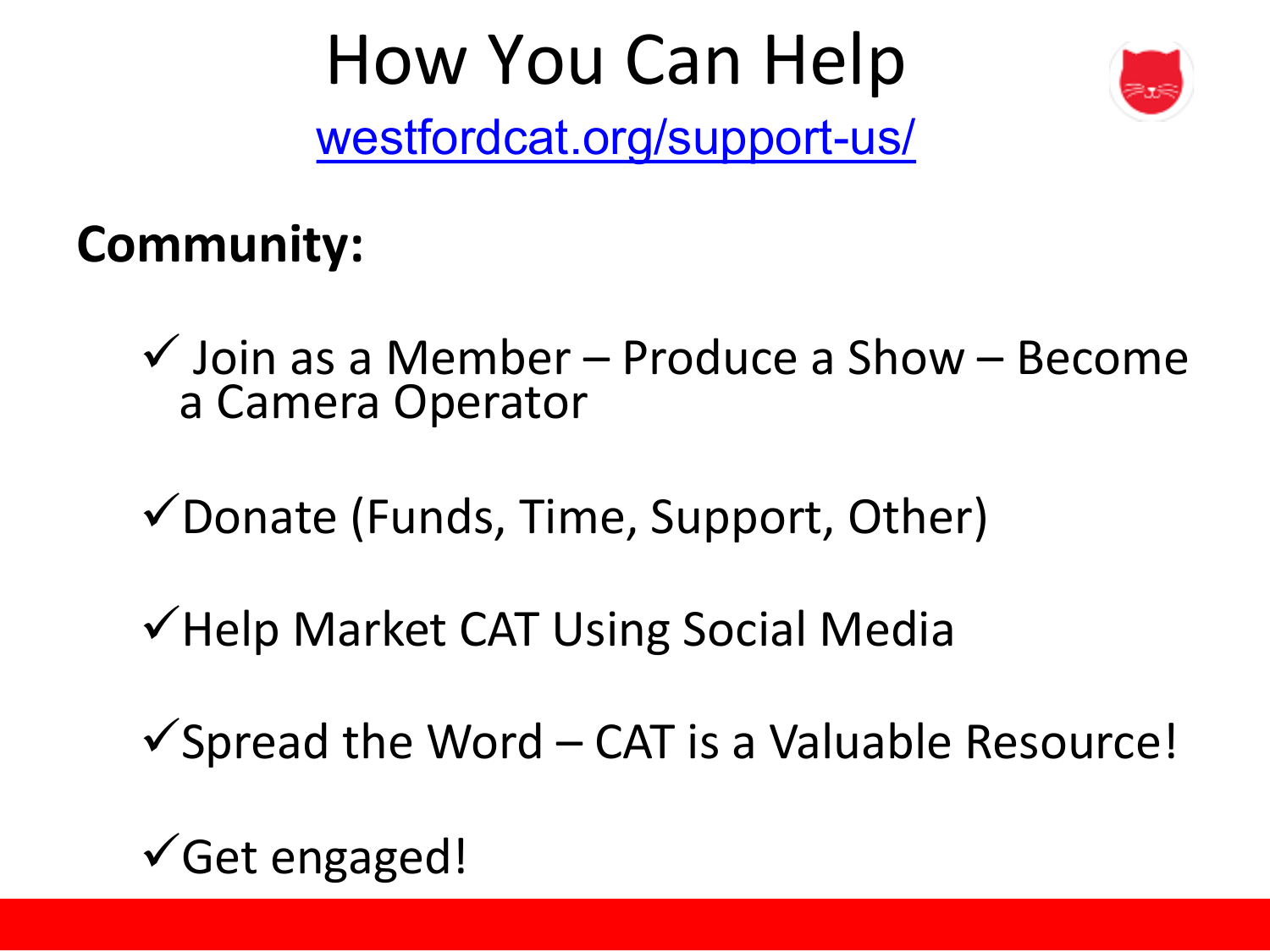# How You Can Help

westfordcat.org/support-us/

**Community:**

- ✓ Join as a Member – Produce a Show – Become a Camera Operator
- ✓ Donate (Funds, Time, Support, Other)
- ✓ Help Market CAT Using Social Media
- ✓ Spread the Word – CAT is a Valuable Resource!
- ✓ Get engaged!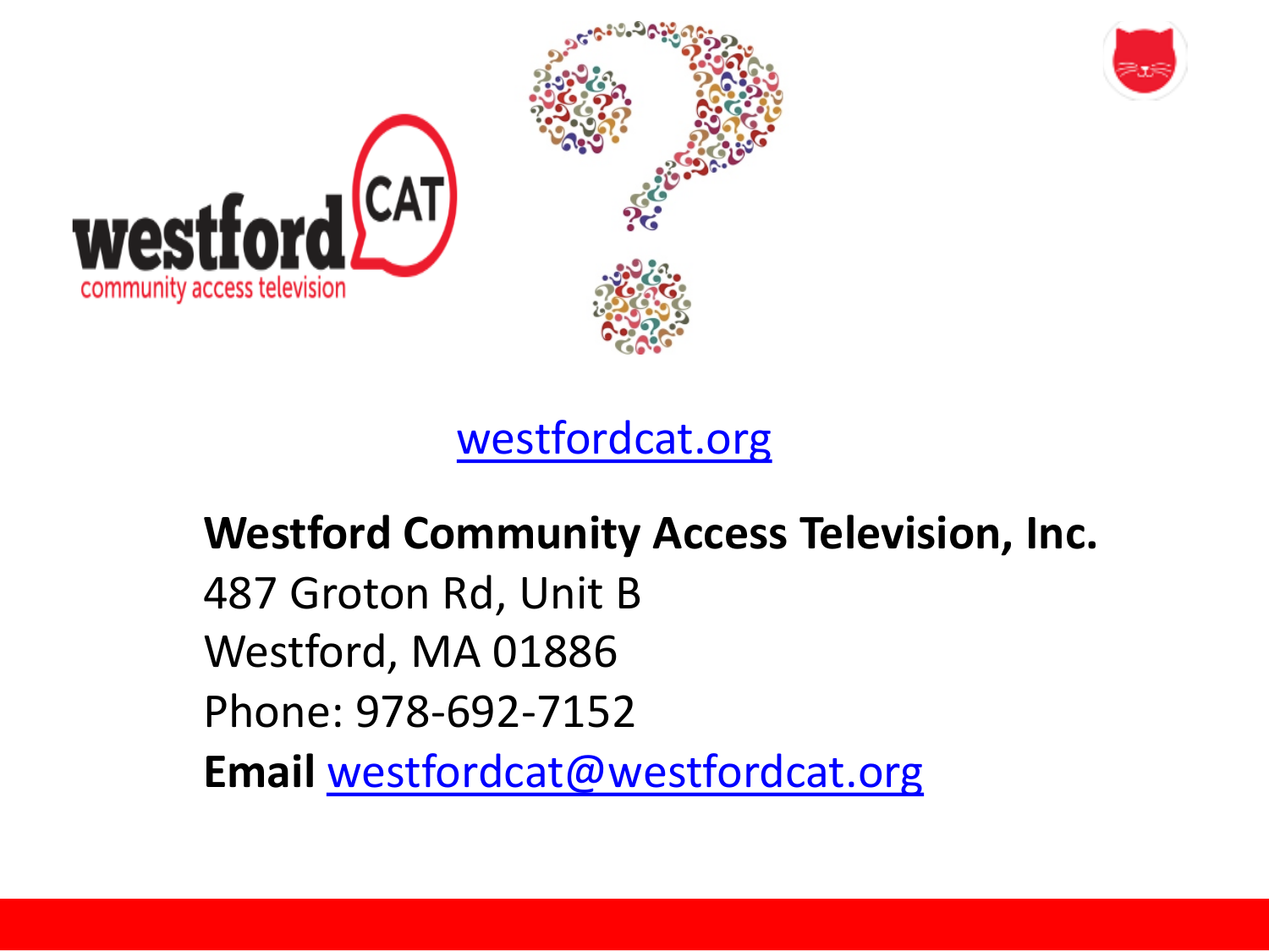westfordcat.org

**Westford Community Access Television, Inc.**
487 Groton Rd, Unit B
Westford, MA 01886
Phone: 978-692-7152
**Email** westfordcat@westfordcat.org